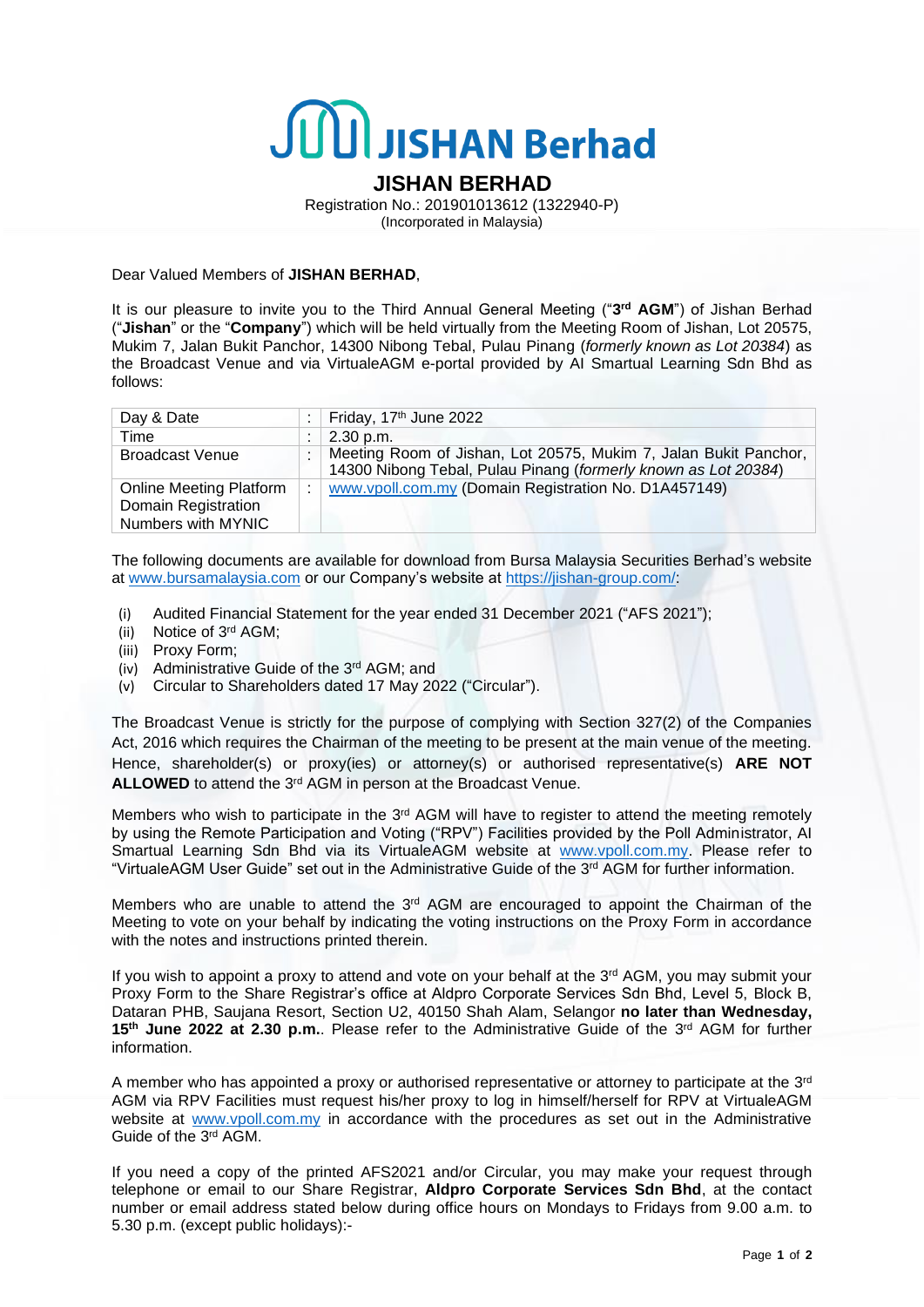# JISHAN Berhad

## JISHAN BERHAD

Registration No.: 201901013612 (1322940-P)
(Incorporated in Malaysia)

Dear Valued Members of **JISHAN BERHAD**,

It is our pleasure to invite you to the Third Annual General Meeting ("**3rd AGM**") of Jishan Berhad ("**Jishan**" or the "**Company**") which will be held virtually from the Meeting Room of Jishan, Lot 20575, Mukim 7, Jalan Bukit Panchor, 14300 Nibong Tebal, Pulau Pinang (*formerly known as Lot 20384*) as the Broadcast Venue and via VirtualeAGM e-portal provided by AI Smartual Learning Sdn Bhd as follows:

| | | |
|---|---|---|
| Day & Date | : | Friday, 17th June 2022 |
| Time | : | 2.30 p.m. |
| Broadcast Venue | : | Meeting Room of Jishan, Lot 20575, Mukim 7, Jalan Bukit Panchor, 14300 Nibong Tebal, Pulau Pinang (*formerly known as Lot 20384*) |
| Online Meeting Platform Domain Registration Numbers with MYNIC | : | www.vpoll.com.my (Domain Registration No. D1A457149) |

The following documents are available for download from Bursa Malaysia Securities Berhad's website at www.bursamalaysia.com or our Company's website at https://jishan-group.com/:

(i) Audited Financial Statement for the year ended 31 December 2021 ("AFS 2021");
(ii) Notice of 3rd AGM;
(iii) Proxy Form;
(iv) Administrative Guide of the 3rd AGM; and
(v) Circular to Shareholders dated 17 May 2022 ("Circular").

The Broadcast Venue is strictly for the purpose of complying with Section 327(2) of the Companies Act, 2016 which requires the Chairman of the meeting to be present at the main venue of the meeting. Hence, shareholder(s) or proxy(ies) or attorney(s) or authorised representative(s) **ARE NOT ALLOWED** to attend the 3rd AGM in person at the Broadcast Venue.

Members who wish to participate in the 3rd AGM will have to register to attend the meeting remotely by using the Remote Participation and Voting ("RPV") Facilities provided by the Poll Administrator, AI Smartual Learning Sdn Bhd via its VirtualeAGM website at www.vpoll.com.my. Please refer to "VirtualeAGM User Guide" set out in the Administrative Guide of the 3rd AGM for further information.

Members who are unable to attend the 3rd AGM are encouraged to appoint the Chairman of the Meeting to vote on your behalf by indicating the voting instructions on the Proxy Form in accordance with the notes and instructions printed therein.

If you wish to appoint a proxy to attend and vote on your behalf at the 3rd AGM, you may submit your Proxy Form to the Share Registrar's office at Aldpro Corporate Services Sdn Bhd, Level 5, Block B, Dataran PHB, Saujana Resort, Section U2, 40150 Shah Alam, Selangor **no later than Wednesday, 15th June 2022 at 2.30 p.m.**. Please refer to the Administrative Guide of the 3rd AGM for further information.

A member who has appointed a proxy or authorised representative or attorney to participate at the 3rd AGM via RPV Facilities must request his/her proxy to log in himself/herself for RPV at VirtualeAGM website at www.vpoll.com.my in accordance with the procedures as set out in the Administrative Guide of the 3rd AGM.

If you need a copy of the printed AFS2021 and/or Circular, you may make your request through telephone or email to our Share Registrar, **Aldpro Corporate Services Sdn Bhd**, at the contact number or email address stated below during office hours on Mondays to Fridays from 9.00 a.m. to 5.30 p.m. (except public holidays):-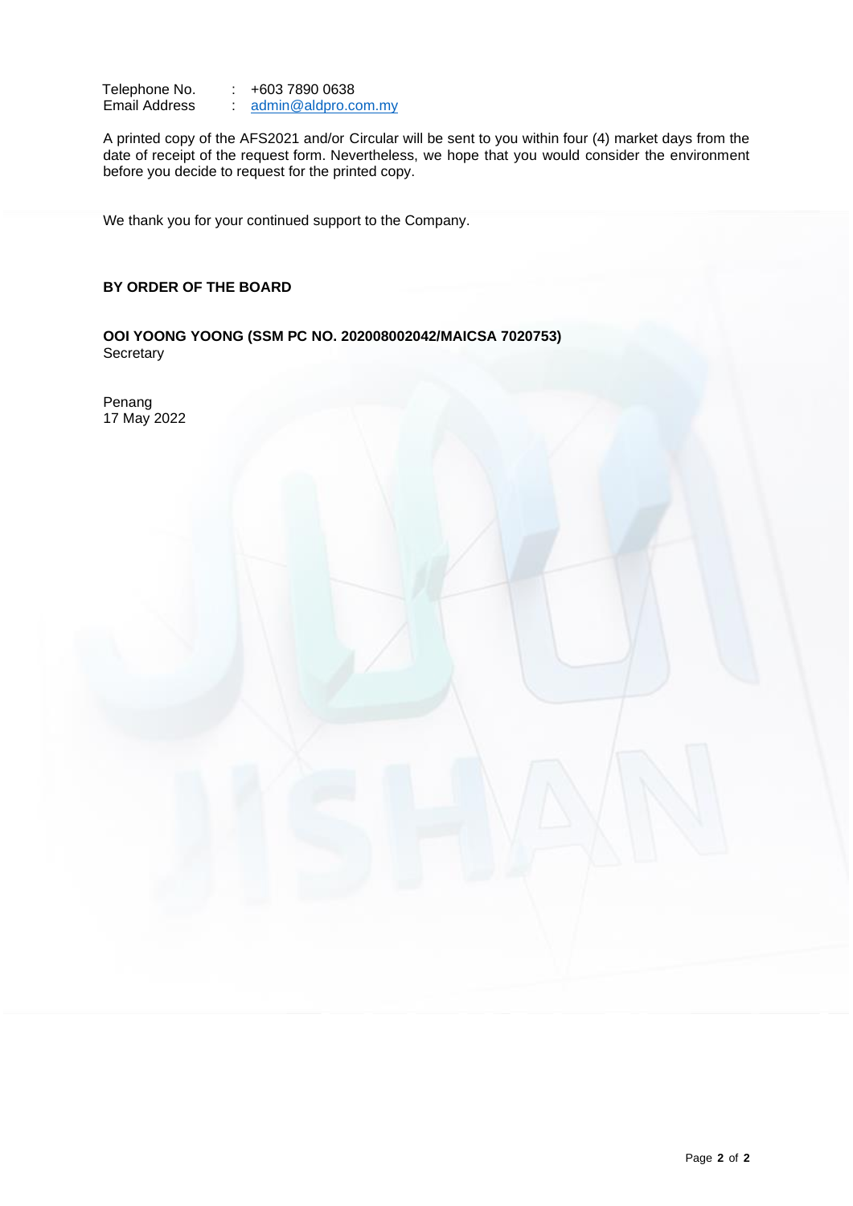| | | |
|---|---|---|
| Telephone No. | : | +603 7890 0638 |
| Email Address | : | admin@aldpro.com.my |

A printed copy of the AFS2021 and/or Circular will be sent to you within four (4) market days from the date of receipt of the request form. Nevertheless, we hope that you would consider the environment before you decide to request for the printed copy.

We thank you for your continued support to the Company.

**BY ORDER OF THE BOARD**

**OOI YOONG YOONG (SSM PC NO. 202008002042/MAICSA 7020753)**
Secretary

Penang
17 May 2022